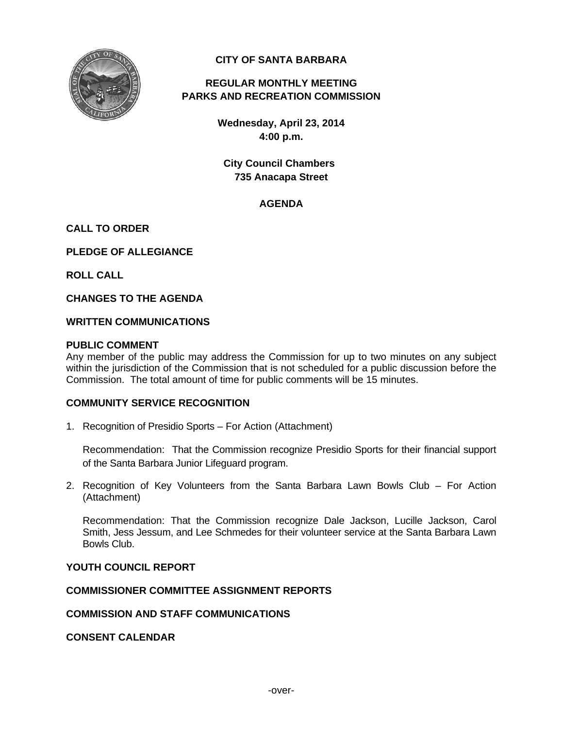# CITY OF SANTA BARBARA

## REGULAR MONTHLY MEETING
## PARKS AND RECREATION COMMISSION

**Wednesday, April 23, 2014**
**4:00 p.m.**

**City Council Chambers**
**735 Anacapa Street**

## AGENDA

**CALL TO ORDER**

**PLEDGE OF ALLEGIANCE**

**ROLL CALL**

**CHANGES TO THE AGENDA**

**WRITTEN COMMUNICATIONS**

**PUBLIC COMMENT**

Any member of the public may address the Commission for up to two minutes on any subject within the jurisdiction of the Commission that is not scheduled for a public discussion before the Commission. The total amount of time for public comments will be 15 minutes.

**COMMUNITY SERVICE RECOGNITION**

1. Recognition of Presidio Sports – For Action (Attachment)

   Recommendation: That the Commission recognize Presidio Sports for their financial support of the Santa Barbara Junior Lifeguard program.

2. Recognition of Key Volunteers from the Santa Barbara Lawn Bowls Club – For Action (Attachment)

   Recommendation: That the Commission recognize Dale Jackson, Lucille Jackson, Carol Smith, Jess Jessum, and Lee Schmedes for their volunteer service at the Santa Barbara Lawn Bowls Club.

**YOUTH COUNCIL REPORT**

**COMMISSIONER COMMITTEE ASSIGNMENT REPORTS**

**COMMISSION AND STAFF COMMUNICATIONS**

**CONSENT CALENDAR**

-over-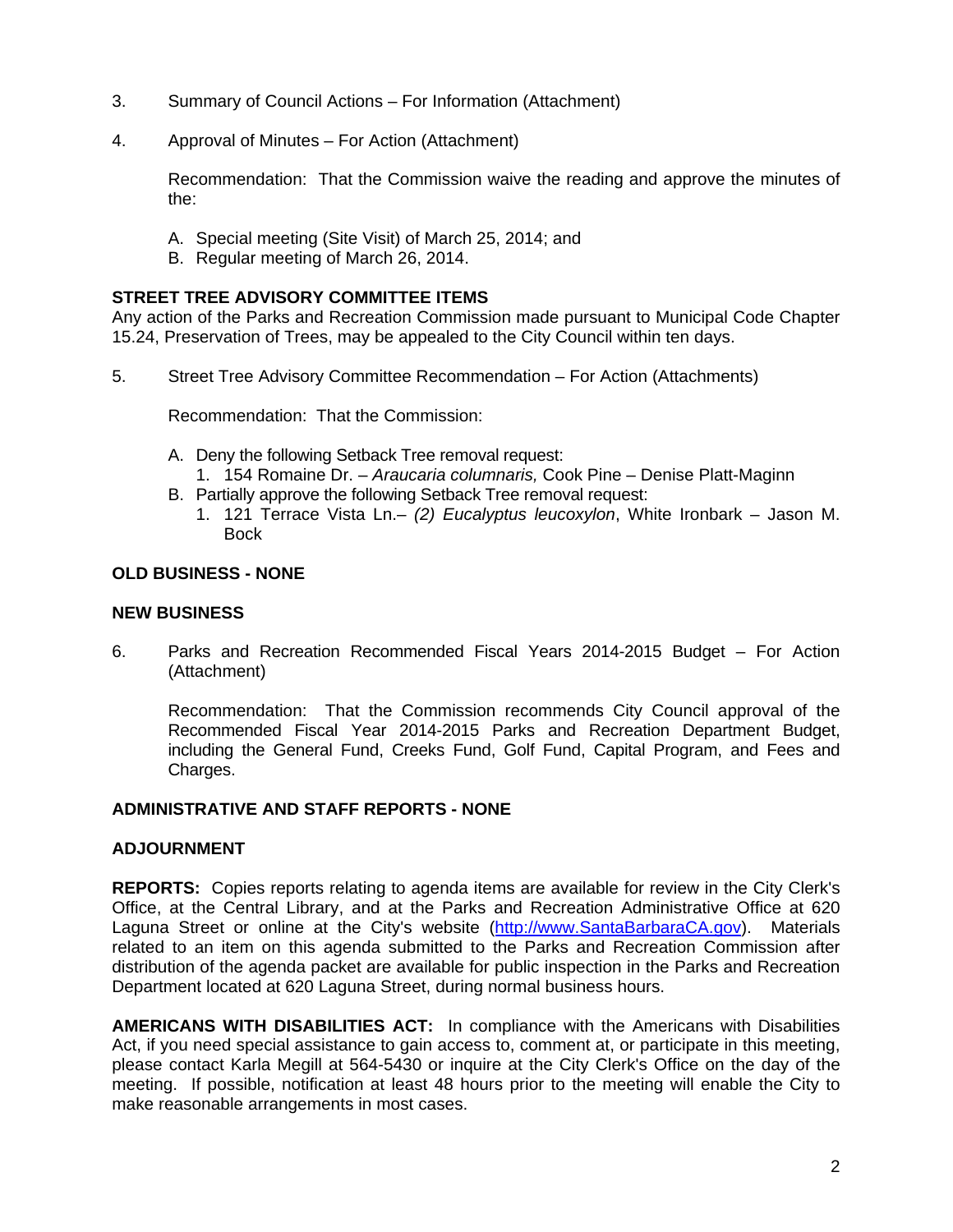3. Summary of Council Actions – For Information (Attachment)

4. Approval of Minutes – For Action (Attachment)

   Recommendation: That the Commission waive the reading and approve the minutes of the:

   A. Special meeting (Site Visit) of March 25, 2014; and
   B. Regular meeting of March 26, 2014.

**STREET TREE ADVISORY COMMITTEE ITEMS**

Any action of the Parks and Recreation Commission made pursuant to Municipal Code Chapter 15.24, Preservation of Trees, may be appealed to the City Council within ten days.

5. Street Tree Advisory Committee Recommendation – For Action (Attachments)

   Recommendation: That the Commission:

   A. Deny the following Setback Tree removal request:
      1. 154 Romaine Dr. – *Araucaria columnaris,* Cook Pine – Denise Platt-Maginn
   B. Partially approve the following Setback Tree removal request:
      1. 121 Terrace Vista Ln.– *(2) Eucalyptus leucoxylon*, White Ironbark – Jason M. Bock

**OLD BUSINESS - NONE**

**NEW BUSINESS**

6. Parks and Recreation Recommended Fiscal Years 2014-2015 Budget – For Action (Attachment)

   Recommendation: That the Commission recommends City Council approval of the Recommended Fiscal Year 2014-2015 Parks and Recreation Department Budget, including the General Fund, Creeks Fund, Golf Fund, Capital Program, and Fees and Charges.

**ADMINISTRATIVE AND STAFF REPORTS - NONE**

**ADJOURNMENT**

**REPORTS:** Copies reports relating to agenda items are available for review in the City Clerk's Office, at the Central Library, and at the Parks and Recreation Administrative Office at 620 Laguna Street or online at the City's website (http://www.SantaBarbaraCA.gov). Materials related to an item on this agenda submitted to the Parks and Recreation Commission after distribution of the agenda packet are available for public inspection in the Parks and Recreation Department located at 620 Laguna Street, during normal business hours.

**AMERICANS WITH DISABILITIES ACT:** In compliance with the Americans with Disabilities Act, if you need special assistance to gain access to, comment at, or participate in this meeting, please contact Karla Megill at 564-5430 or inquire at the City Clerk's Office on the day of the meeting. If possible, notification at least 48 hours prior to the meeting will enable the City to make reasonable arrangements in most cases.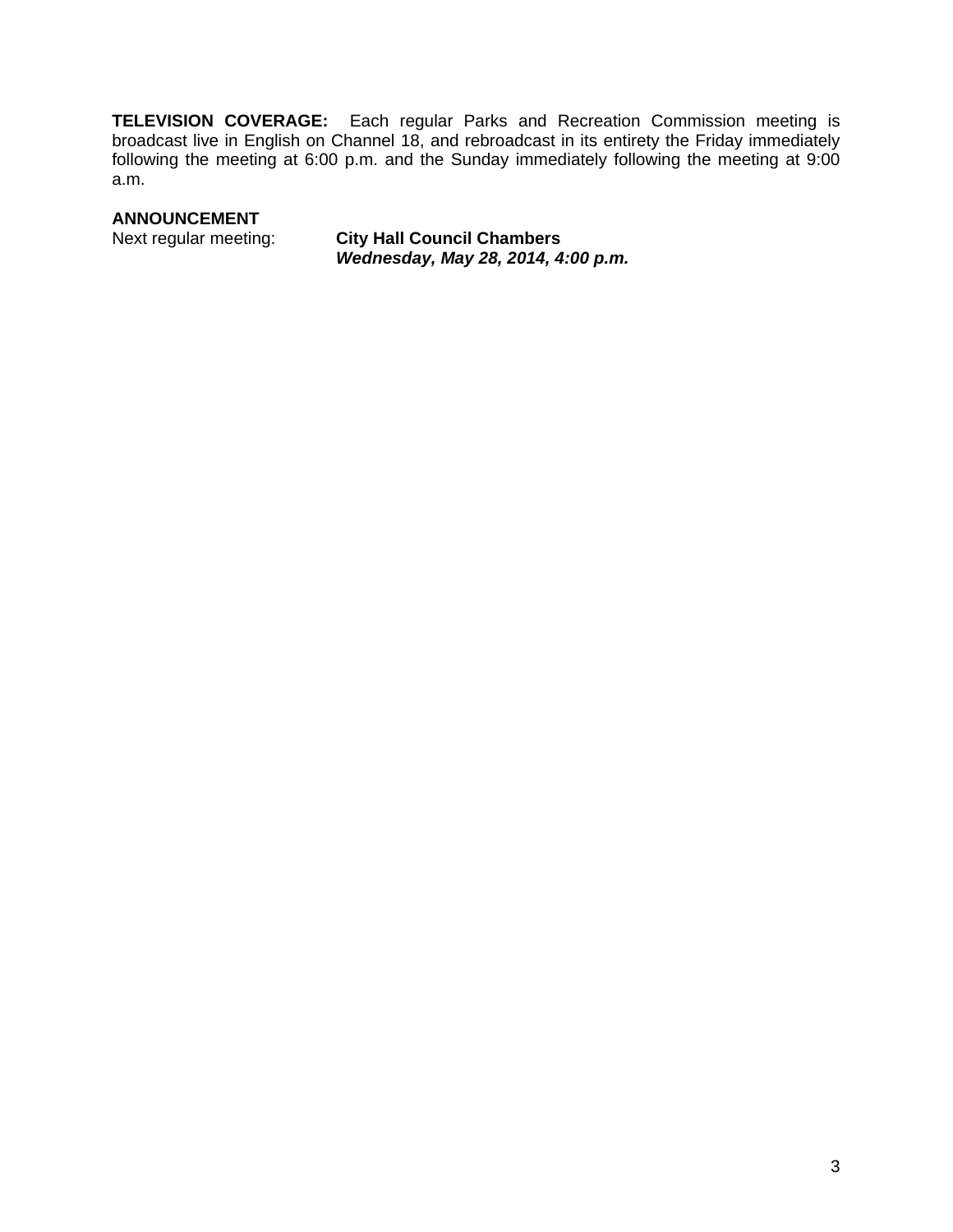**TELEVISION COVERAGE:** Each regular Parks and Recreation Commission meeting is broadcast live in English on Channel 18, and rebroadcast in its entirety the Friday immediately following the meeting at 6:00 p.m. and the Sunday immediately following the meeting at 9:00 a.m.

**ANNOUNCEMENT**

Next regular meeting: **City Hall Council Chambers**
***Wednesday, May 28, 2014, 4:00 p.m.***